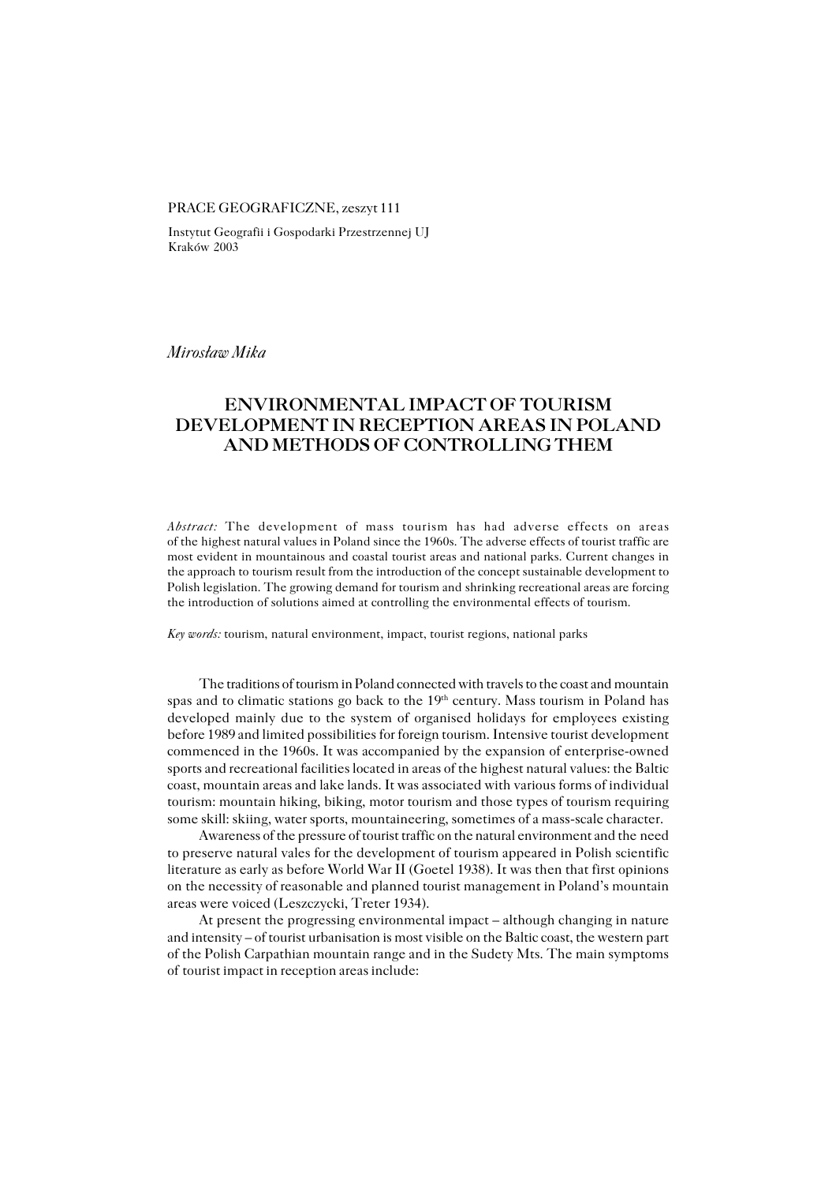PRACE GEOGRAFICZNE, zeszyt 111

Instytut Geografii i Gospodarki Przestrzennej UJ
Kraków 2003

*Mirosław Mika*

# ENVIRONMENTAL IMPACT OF TOURISM DEVELOPMENT IN RECEPTION AREAS IN POLAND AND METHODS OF CONTROLLING THEM

*Abstract:* The development of mass tourism has had adverse effects on areas of the highest natural values in Poland since the 1960s. The adverse effects of tourist traffic are most evident in mountainous and coastal tourist areas and national parks. Current changes in the approach to tourism result from the introduction of the concept sustainable development to Polish legislation. The growing demand for tourism and shrinking recreational areas are forcing the introduction of solutions aimed at controlling the environmental effects of tourism.

*Key words:* tourism, natural environment, impact, tourist regions, national parks

The traditions of tourism in Poland connected with travels to the coast and mountain spas and to climatic stations go back to the 19th century. Mass tourism in Poland has developed mainly due to the system of organised holidays for employees existing before 1989 and limited possibilities for foreign tourism. Intensive tourist development commenced in the 1960s. It was accompanied by the expansion of enterprise-owned sports and recreational facilities located in areas of the highest natural values: the Baltic coast, mountain areas and lake lands. It was associated with various forms of individual tourism: mountain hiking, biking, motor tourism and those types of tourism requiring some skill: skiing, water sports, mountaineering, sometimes of a mass-scale character.

Awareness of the pressure of tourist traffic on the natural environment and the need to preserve natural vales for the development of tourism appeared in Polish scientific literature as early as before World War II (Goetel 1938). It was then that first opinions on the necessity of reasonable and planned tourist management in Poland's mountain areas were voiced (Leszczycki, Treter 1934).

At present the progressing environmental impact – although changing in nature and intensity – of tourist urbanisation is most visible on the Baltic coast, the western part of the Polish Carpathian mountain range and in the Sudety Mts. The main symptoms of tourist impact in reception areas include: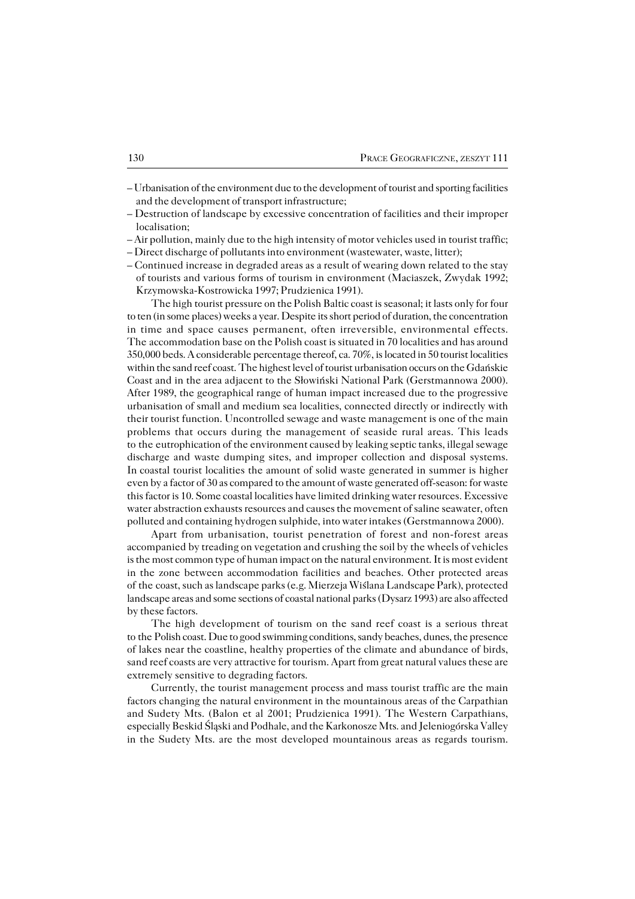– Urbanisation of the environment due to the development of tourist and sporting facilities and the development of transport infrastructure;
– Destruction of landscape by excessive concentration of facilities and their improper localisation;
– Air pollution, mainly due to the high intensity of motor vehicles used in tourist traffic;
– Direct discharge of pollutants into environment (wastewater, waste, litter);
– Continued increase in degraded areas as a result of wearing down related to the stay of tourists and various forms of tourism in environment (Maciaszek, Zwydak 1992; Krzymowska-Kostrowicka 1997; Prudzienica 1991).

The high tourist pressure on the Polish Baltic coast is seasonal; it lasts only for four to ten (in some places) weeks a year. Despite its short period of duration, the concentration in time and space causes permanent, often irreversible, environmental effects. The accommodation base on the Polish coast is situated in 70 localities and has around 350,000 beds. A considerable percentage thereof, ca. 70%, is located in 50 tourist localities within the sand reef coast. The highest level of tourist urbanisation occurs on the Gdańskie Coast and in the area adjacent to the Słowiński National Park (Gerstmannowa 2000). After 1989, the geographical range of human impact increased due to the progressive urbanisation of small and medium sea localities, connected directly or indirectly with their tourist function. Uncontrolled sewage and waste management is one of the main problems that occurs during the management of seaside rural areas. This leads to the eutrophication of the environment caused by leaking septic tanks, illegal sewage discharge and waste dumping sites, and improper collection and disposal systems. In coastal tourist localities the amount of solid waste generated in summer is higher even by a factor of 30 as compared to the amount of waste generated off-season: for waste this factor is 10. Some coastal localities have limited drinking water resources. Excessive water abstraction exhausts resources and causes the movement of saline seawater, often polluted and containing hydrogen sulphide, into water intakes (Gerstmannowa 2000).

Apart from urbanisation, tourist penetration of forest and non-forest areas accompanied by treading on vegetation and crushing the soil by the wheels of vehicles is the most common type of human impact on the natural environment. It is most evident in the zone between accommodation facilities and beaches. Other protected areas of the coast, such as landscape parks (e.g. Mierzeja Wiślana Landscape Park), protected landscape areas and some sections of coastal national parks (Dysarz 1993) are also affected by these factors.

The high development of tourism on the sand reef coast is a serious threat to the Polish coast. Due to good swimming conditions, sandy beaches, dunes, the presence of lakes near the coastline, healthy properties of the climate and abundance of birds, sand reef coasts are very attractive for tourism. Apart from great natural values these are extremely sensitive to degrading factors.

Currently, the tourist management process and mass tourist traffic are the main factors changing the natural environment in the mountainous areas of the Carpathian and Sudety Mts. (Balon et al 2001; Prudzienica 1991). The Western Carpathians, especially Beskid Śląski and Podhale, and the Karkonosze Mts. and Jeleniogórska Valley in the Sudety Mts. are the most developed mountainous areas as regards tourism.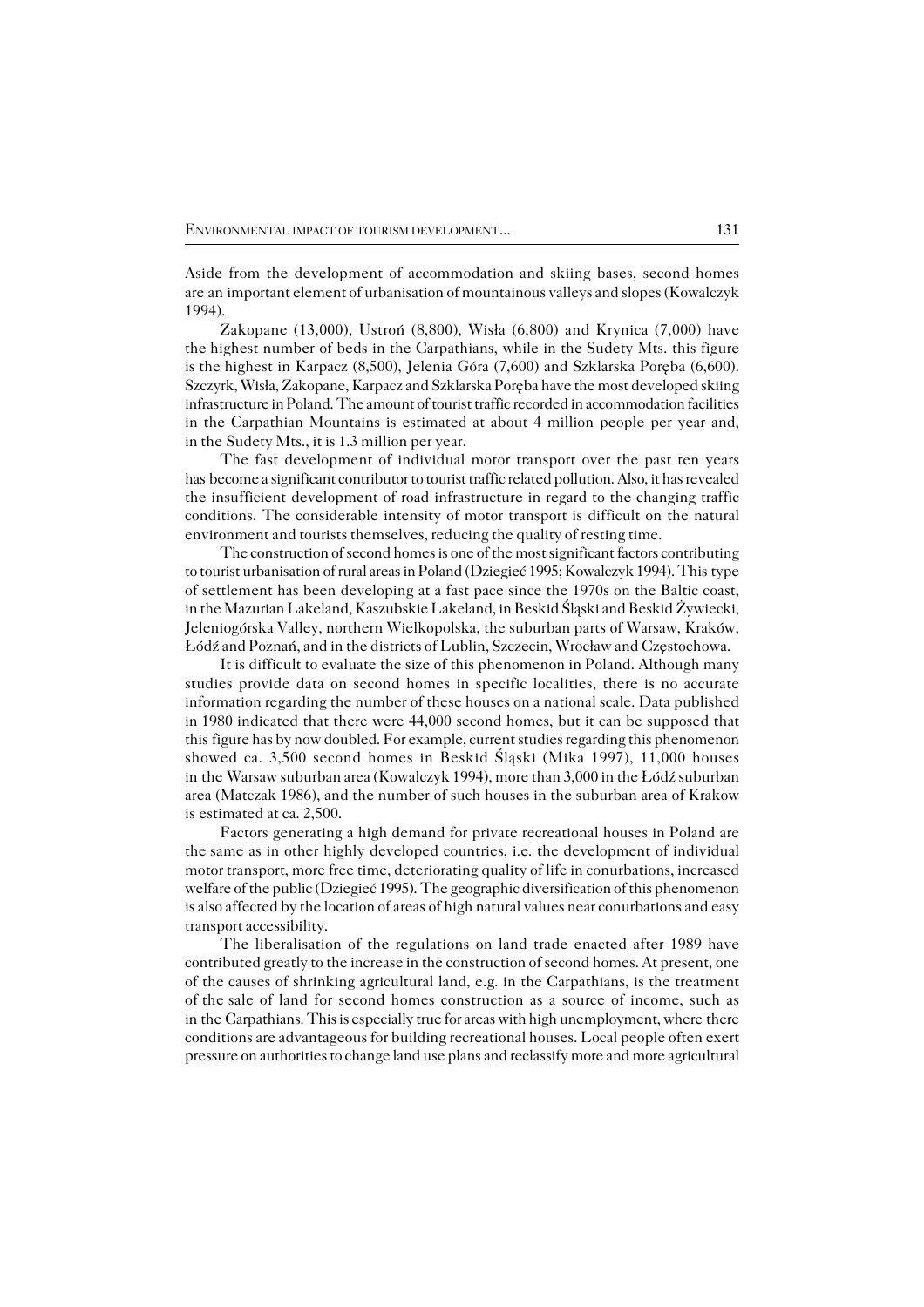Aside from the development of accommodation and skiing bases, second homes are an important element of urbanisation of mountainous valleys and slopes (Kowalczyk 1994).

Zakopane (13,000), Ustroń (8,800), Wisła (6,800) and Krynica (7,000) have the highest number of beds in the Carpathians, while in the Sudety Mts. this figure is the highest in Karpacz (8,500), Jelenia Góra (7,600) and Szklarska Poręba (6,600). Szczyrk, Wisła, Zakopane, Karpacz and Szklarska Poręba have the most developed skiing infrastructure in Poland. The amount of tourist traffic recorded in accommodation facilities in the Carpathian Mountains is estimated at about 4 million people per year and, in the Sudety Mts., it is 1.3 million per year.

The fast development of individual motor transport over the past ten years has become a significant contributor to tourist traffic related pollution. Also, it has revealed the insufficient development of road infrastructure in regard to the changing traffic conditions. The considerable intensity of motor transport is difficult on the natural environment and tourists themselves, reducing the quality of resting time.

The construction of second homes is one of the most significant factors contributing to tourist urbanisation of rural areas in Poland (Dziegieć 1995; Kowalczyk 1994). This type of settlement has been developing at a fast pace since the 1970s on the Baltic coast, in the Mazurian Lakeland, Kaszubskie Lakeland, in Beskid Śląski and Beskid Żywiecki, Jeleniogórska Valley, northern Wielkopolska, the suburban parts of Warsaw, Kraków, Łódź and Poznań, and in the districts of Lublin, Szczecin, Wrocław and Częstochowa.

It is difficult to evaluate the size of this phenomenon in Poland. Although many studies provide data on second homes in specific localities, there is no accurate information regarding the number of these houses on a national scale. Data published in 1980 indicated that there were 44,000 second homes, but it can be supposed that this figure has by now doubled. For example, current studies regarding this phenomenon showed ca. 3,500 second homes in Beskid Śląski (Mika 1997), 11,000 houses in the Warsaw suburban area (Kowalczyk 1994), more than 3,000 in the Łódź suburban area (Matczak 1986), and the number of such houses in the suburban area of Krakow is estimated at ca. 2,500.

Factors generating a high demand for private recreational houses in Poland are the same as in other highly developed countries, i.e. the development of individual motor transport, more free time, deteriorating quality of life in conurbations, increased welfare of the public (Dziegieć 1995). The geographic diversification of this phenomenon is also affected by the location of areas of high natural values near conurbations and easy transport accessibility.

The liberalisation of the regulations on land trade enacted after 1989 have contributed greatly to the increase in the construction of second homes. At present, one of the causes of shrinking agricultural land, e.g. in the Carpathians, is the treatment of the sale of land for second homes construction as a source of income, such as in the Carpathians. This is especially true for areas with high unemployment, where there conditions are advantageous for building recreational houses. Local people often exert pressure on authorities to change land use plans and reclassify more and more agricultural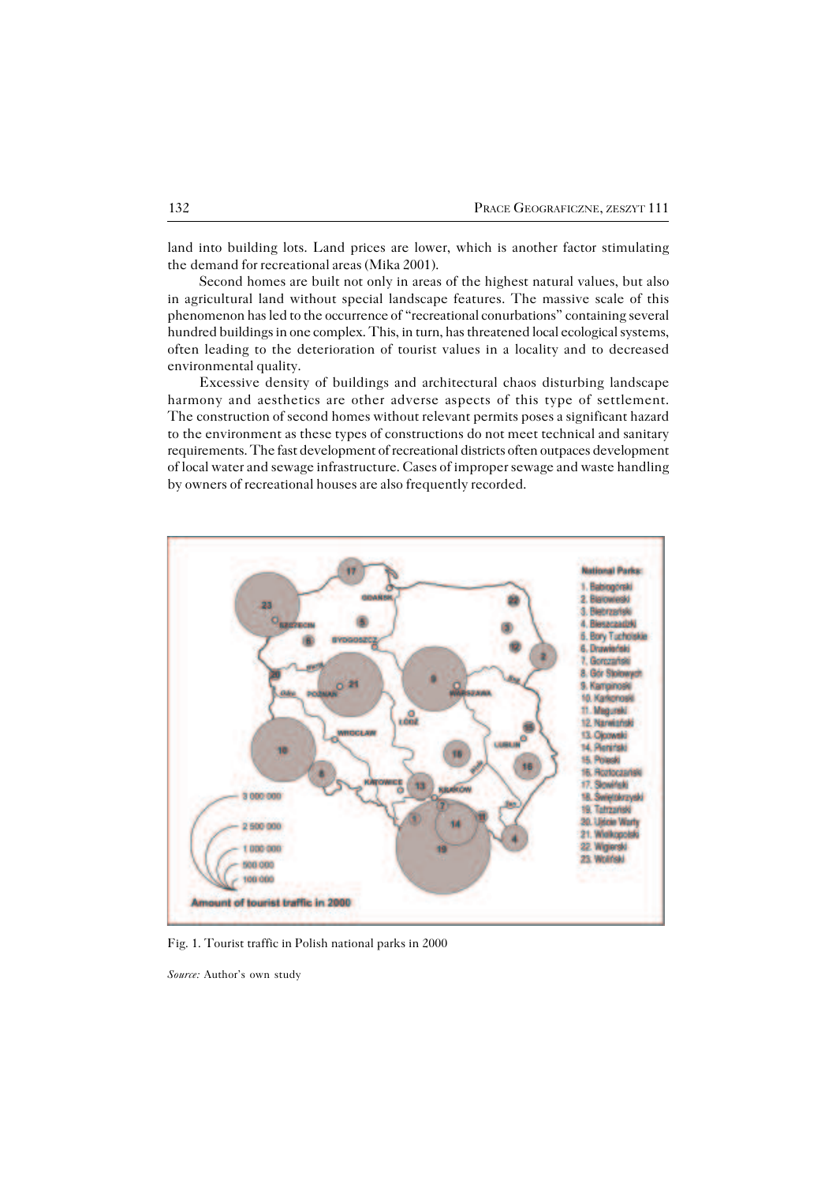land into building lots. Land prices are lower, which is another factor stimulating the demand for recreational areas (Mika 2001).

Second homes are built not only in areas of the highest natural values, but also in agricultural land without special landscape features. The massive scale of this phenomenon has led to the occurrence of "recreational conurbations" containing several hundred buildings in one complex. This, in turn, has threatened local ecological systems, often leading to the deterioration of tourist values in a locality and to decreased environmental quality.

Excessive density of buildings and architectural chaos disturbing landscape harmony and aesthetics are other adverse aspects of this type of settlement. The construction of second homes without relevant permits poses a significant hazard to the environment as these types of constructions do not meet technical and sanitary requirements. The fast development of recreational districts often outpaces development of local water and sewage infrastructure. Cases of improper sewage and waste handling by owners of recreational houses are also frequently recorded.

Fig. 1. Tourist traffic in Polish national parks in 2000

*Source:* Author's own study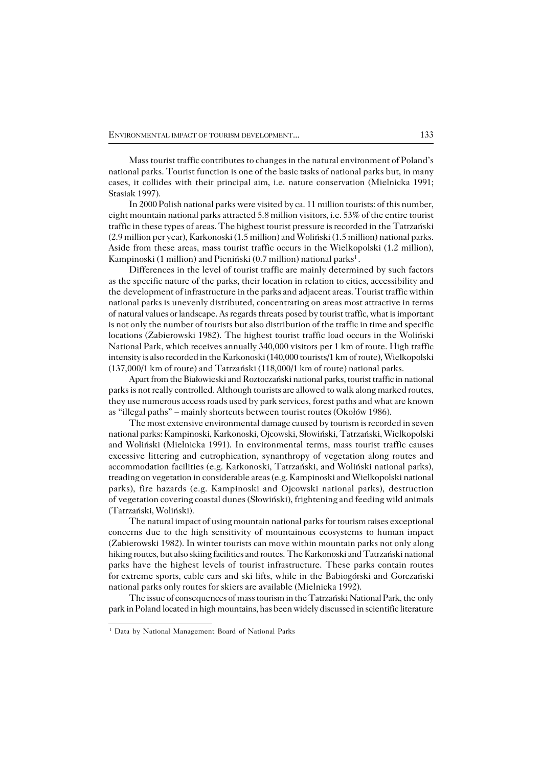Mass tourist traffic contributes to changes in the natural environment of Poland's national parks. Tourist function is one of the basic tasks of national parks but, in many cases, it collides with their principal aim, i.e. nature conservation (Mielnicka 1991; Stasiak 1997).

In 2000 Polish national parks were visited by ca. 11 million tourists: of this number, eight mountain national parks attracted 5.8 million visitors, i.e. 53% of the entire tourist traffic in these types of areas. The highest tourist pressure is recorded in the Tatrzański (2.9 million per year), Karkonoski (1.5 million) and Woliński (1.5 million) national parks. Aside from these areas, mass tourist traffic occurs in the Wielkopolski (1.2 million), Kampinoski (1 million) and Pieniński (0.7 million) national parks[1].

Differences in the level of tourist traffic are mainly determined by such factors as the specific nature of the parks, their location in relation to cities, accessibility and the development of infrastructure in the parks and adjacent areas. Tourist traffic within national parks is unevenly distributed, concentrating on areas most attractive in terms of natural values or landscape. As regards threats posed by tourist traffic, what is important is not only the number of tourists but also distribution of the traffic in time and specific locations (Zabierowski 1982). The highest tourist traffic load occurs in the Woliński National Park, which receives annually 340,000 visitors per 1 km of route. High traffic intensity is also recorded in the Karkonoski (140,000 tourists/1 km of route), Wielkopolski (137,000/1 km of route) and Tatrzański (118,000/1 km of route) national parks.

Apart from the Białowieski and Roztoczański national parks, tourist traffic in national parks is not really controlled. Although tourists are allowed to walk along marked routes, they use numerous access roads used by park services, forest paths and what are known as "illegal paths" – mainly shortcuts between tourist routes (Okołów 1986).

The most extensive environmental damage caused by tourism is recorded in seven national parks: Kampinoski, Karkonoski, Ojcowski, Słowiński, Tatrzański, Wielkopolski and Woliński (Mielnicka 1991). In environmental terms, mass tourist traffic causes excessive littering and eutrophication, synanthropy of vegetation along routes and accommodation facilities (e.g. Karkonoski, Tatrzański, and Woliński national parks), treading on vegetation in considerable areas (e.g. Kampinoski and Wielkopolski national parks), fire hazards (e.g. Kampinoski and Ojcowski national parks), destruction of vegetation covering coastal dunes (Słowiński), frightening and feeding wild animals (Tatrzański, Woliński).

The natural impact of using mountain national parks for tourism raises exceptional concerns due to the high sensitivity of mountainous ecosystems to human impact (Zabierowski 1982). In winter tourists can move within mountain parks not only along hiking routes, but also skiing facilities and routes. The Karkonoski and Tatrzański national parks have the highest levels of tourist infrastructure. These parks contain routes for extreme sports, cable cars and ski lifts, while in the Babiogórski and Gorczański national parks only routes for skiers are available (Mielnicka 1992).

The issue of consequences of mass tourism in the Tatrzański National Park, the only park in Poland located in high mountains, has been widely discussed in scientific literature

[1] Data by National Management Board of National Parks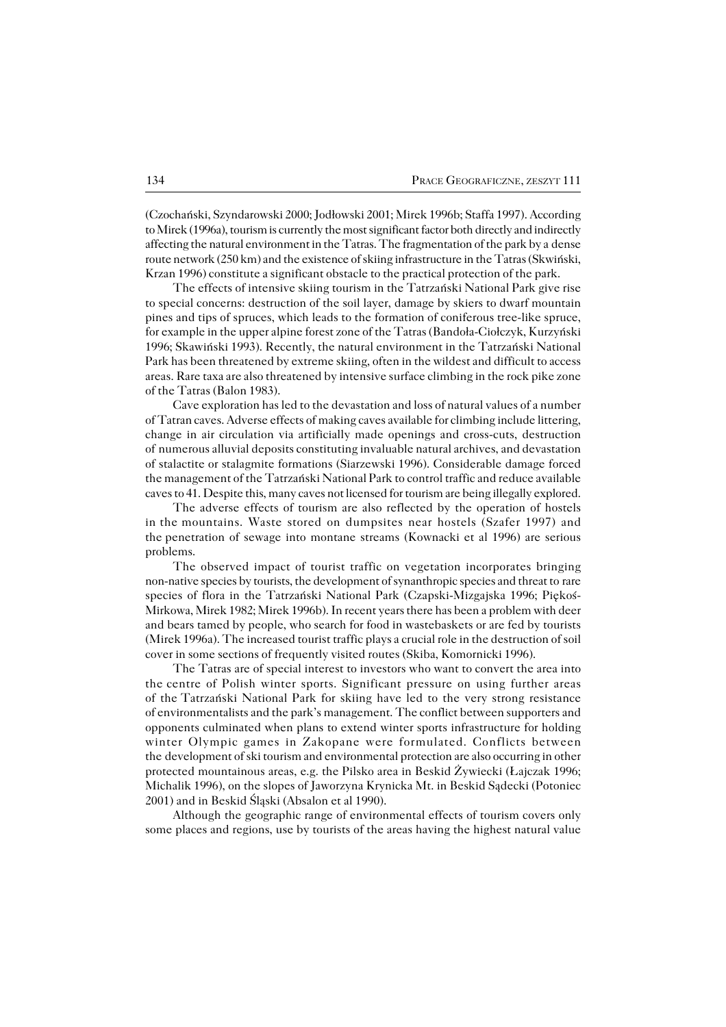(Czochański, Szyndarowski 2000; Jodłowski 2001; Mirek 1996b; Staffa 1997). According to Mirek (1996a), tourism is currently the most significant factor both directly and indirectly affecting the natural environment in the Tatras. The fragmentation of the park by a dense route network (250 km) and the existence of skiing infrastructure in the Tatras (Skwiński, Krzan 1996) constitute a significant obstacle to the practical protection of the park.

The effects of intensive skiing tourism in the Tatrzański National Park give rise to special concerns: destruction of the soil layer, damage by skiers to dwarf mountain pines and tips of spruces, which leads to the formation of coniferous tree-like spruce, for example in the upper alpine forest zone of the Tatras (Bandoła-Ciołczyk, Kurzyński 1996; Skawiński 1993). Recently, the natural environment in the Tatrzański National Park has been threatened by extreme skiing, often in the wildest and difficult to access areas. Rare taxa are also threatened by intensive surface climbing in the rock pike zone of the Tatras (Balon 1983).

Cave exploration has led to the devastation and loss of natural values of a number of Tatran caves. Adverse effects of making caves available for climbing include littering, change in air circulation via artificially made openings and cross-cuts, destruction of numerous alluvial deposits constituting invaluable natural archives, and devastation of stalactite or stalagmite formations (Siarzewski 1996). Considerable damage forced the management of the Tatrzański National Park to control traffic and reduce available caves to 41. Despite this, many caves not licensed for tourism are being illegally explored.

The adverse effects of tourism are also reflected by the operation of hostels in the mountains. Waste stored on dumpsites near hostels (Szafer 1997) and the penetration of sewage into montane streams (Kownacki et al 1996) are serious problems.

The observed impact of tourist traffic on vegetation incorporates bringing non-native species by tourists, the development of synanthropic species and threat to rare species of flora in the Tatrzański National Park (Czapski-Mizgajska 1996; Piękoś-Mirkowa, Mirek 1982; Mirek 1996b). In recent years there has been a problem with deer and bears tamed by people, who search for food in wastebaskets or are fed by tourists (Mirek 1996a). The increased tourist traffic plays a crucial role in the destruction of soil cover in some sections of frequently visited routes (Skiba, Komornicki 1996).

The Tatras are of special interest to investors who want to convert the area into the centre of Polish winter sports. Significant pressure on using further areas of the Tatrzański National Park for skiing have led to the very strong resistance of environmentalists and the park's management. The conflict between supporters and opponents culminated when plans to extend winter sports infrastructure for holding winter Olympic games in Zakopane were formulated. Conflicts between the development of ski tourism and environmental protection are also occurring in other protected mountainous areas, e.g. the Pilsko area in Beskid Żywiecki (Łajczak 1996; Michalik 1996), on the slopes of Jaworzyna Krynicka Mt. in Beskid Sądecki (Potoniec 2001) and in Beskid Śląski (Absalon et al 1990).

Although the geographic range of environmental effects of tourism covers only some places and regions, use by tourists of the areas having the highest natural value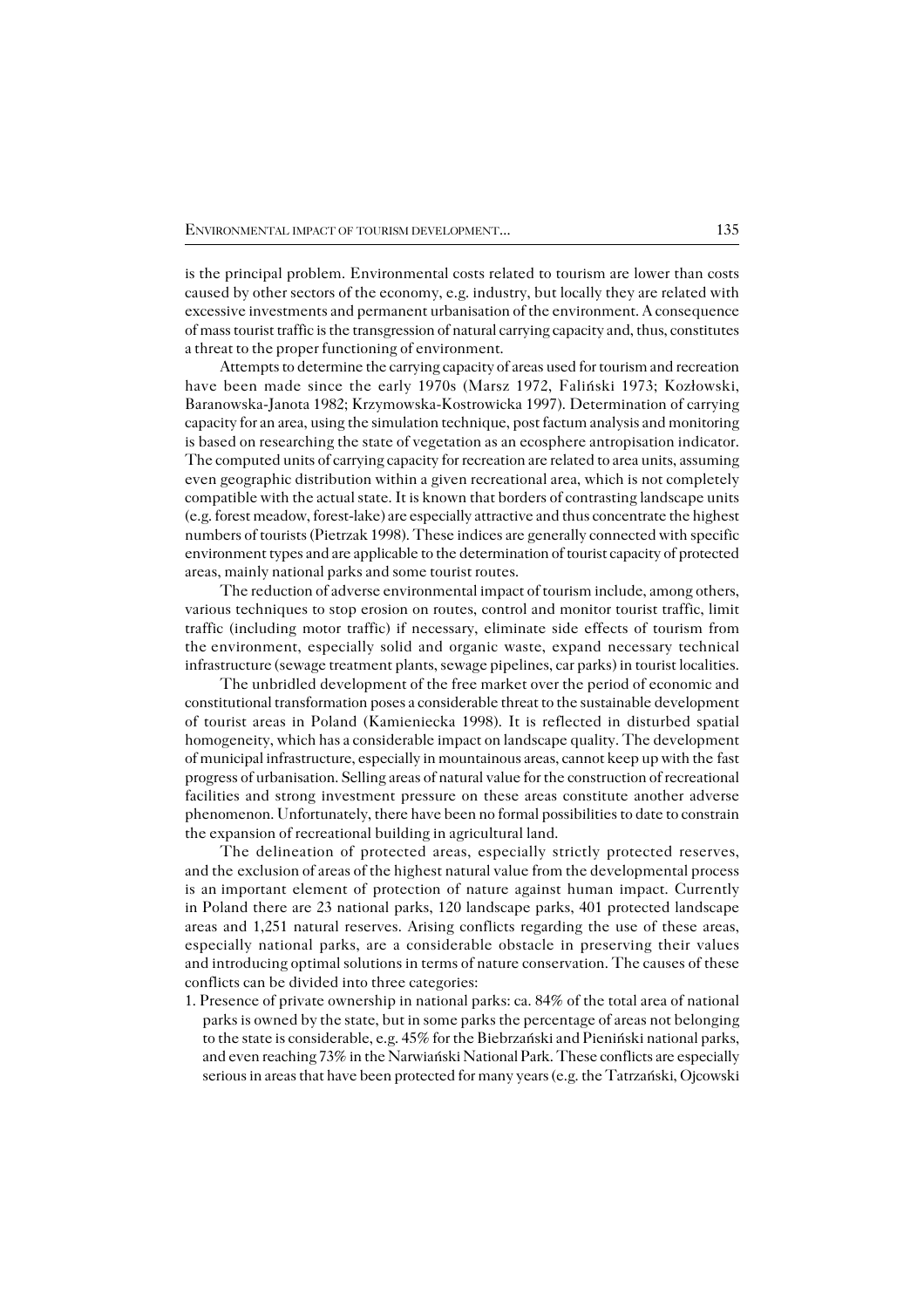is the principal problem. Environmental costs related to tourism are lower than costs caused by other sectors of the economy, e.g. industry, but locally they are related with excessive investments and permanent urbanisation of the environment. A consequence of mass tourist traffic is the transgression of natural carrying capacity and, thus, constitutes a threat to the proper functioning of environment.

Attempts to determine the carrying capacity of areas used for tourism and recreation have been made since the early 1970s (Marsz 1972, Faliński 1973; Kozłowski, Baranowska-Janota 1982; Krzymowska-Kostrowicka 1997). Determination of carrying capacity for an area, using the simulation technique, post factum analysis and monitoring is based on researching the state of vegetation as an ecosphere antropisation indicator. The computed units of carrying capacity for recreation are related to area units, assuming even geographic distribution within a given recreational area, which is not completely compatible with the actual state. It is known that borders of contrasting landscape units (e.g. forest meadow, forest-lake) are especially attractive and thus concentrate the highest numbers of tourists (Pietrzak 1998). These indices are generally connected with specific environment types and are applicable to the determination of tourist capacity of protected areas, mainly national parks and some tourist routes.

The reduction of adverse environmental impact of tourism include, among others, various techniques to stop erosion on routes, control and monitor tourist traffic, limit traffic (including motor traffic) if necessary, eliminate side effects of tourism from the environment, especially solid and organic waste, expand necessary technical infrastructure (sewage treatment plants, sewage pipelines, car parks) in tourist localities.

The unbridled development of the free market over the period of economic and constitutional transformation poses a considerable threat to the sustainable development of tourist areas in Poland (Kamieniecka 1998). It is reflected in disturbed spatial homogeneity, which has a considerable impact on landscape quality. The development of municipal infrastructure, especially in mountainous areas, cannot keep up with the fast progress of urbanisation. Selling areas of natural value for the construction of recreational facilities and strong investment pressure on these areas constitute another adverse phenomenon. Unfortunately, there have been no formal possibilities to date to constrain the expansion of recreational building in agricultural land.

The delineation of protected areas, especially strictly protected reserves, and the exclusion of areas of the highest natural value from the developmental process is an important element of protection of nature against human impact. Currently in Poland there are 23 national parks, 120 landscape parks, 401 protected landscape areas and 1,251 natural reserves. Arising conflicts regarding the use of these areas, especially national parks, are a considerable obstacle in preserving their values and introducing optimal solutions in terms of nature conservation. The causes of these conflicts can be divided into three categories:

1. Presence of private ownership in national parks: ca. 84% of the total area of national parks is owned by the state, but in some parks the percentage of areas not belonging to the state is considerable, e.g. 45% for the Biebrzański and Pieniński national parks, and even reaching 73% in the Narwiański National Park. These conflicts are especially serious in areas that have been protected for many years (e.g. the Tatrzański, Ojcowski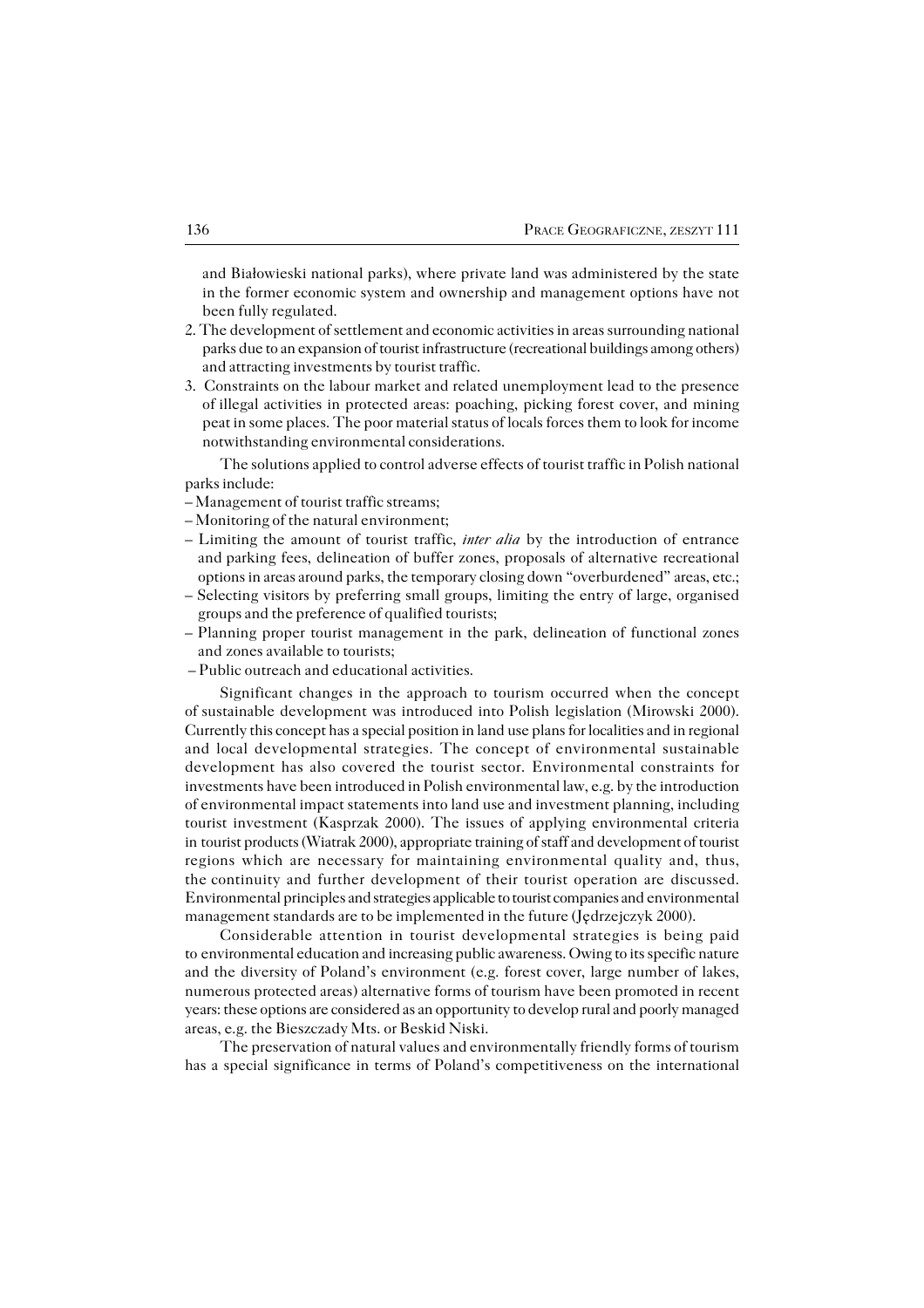and Białowieski national parks), where private land was administered by the state in the former economic system and ownership and management options have not been fully regulated.

2. The development of settlement and economic activities in areas surrounding national parks due to an expansion of tourist infrastructure (recreational buildings among others) and attracting investments by tourist traffic.
3. Constraints on the labour market and related unemployment lead to the presence of illegal activities in protected areas: poaching, picking forest cover, and mining peat in some places. The poor material status of locals forces them to look for income notwithstanding environmental considerations.

The solutions applied to control adverse effects of tourist traffic in Polish national parks include:

– Management of tourist traffic streams;
– Monitoring of the natural environment;
– Limiting the amount of tourist traffic, *inter alia* by the introduction of entrance and parking fees, delineation of buffer zones, proposals of alternative recreational options in areas around parks, the temporary closing down "overburdened" areas, etc.;
– Selecting visitors by preferring small groups, limiting the entry of large, organised groups and the preference of qualified tourists;
– Planning proper tourist management in the park, delineation of functional zones and zones available to tourists;
– Public outreach and educational activities.

Significant changes in the approach to tourism occurred when the concept of sustainable development was introduced into Polish legislation (Mirowski 2000). Currently this concept has a special position in land use plans for localities and in regional and local developmental strategies. The concept of environmental sustainable development has also covered the tourist sector. Environmental constraints for investments have been introduced in Polish environmental law, e.g. by the introduction of environmental impact statements into land use and investment planning, including tourist investment (Kasprzak 2000). The issues of applying environmental criteria in tourist products (Wiatrak 2000), appropriate training of staff and development of tourist regions which are necessary for maintaining environmental quality and, thus, the continuity and further development of their tourist operation are discussed. Environmental principles and strategies applicable to tourist companies and environmental management standards are to be implemented in the future (Jędrzejczyk 2000).

Considerable attention in tourist developmental strategies is being paid to environmental education and increasing public awareness. Owing to its specific nature and the diversity of Poland's environment (e.g. forest cover, large number of lakes, numerous protected areas) alternative forms of tourism have been promoted in recent years: these options are considered as an opportunity to develop rural and poorly managed areas, e.g. the Bieszczady Mts. or Beskid Niski.

The preservation of natural values and environmentally friendly forms of tourism has a special significance in terms of Poland's competitiveness on the international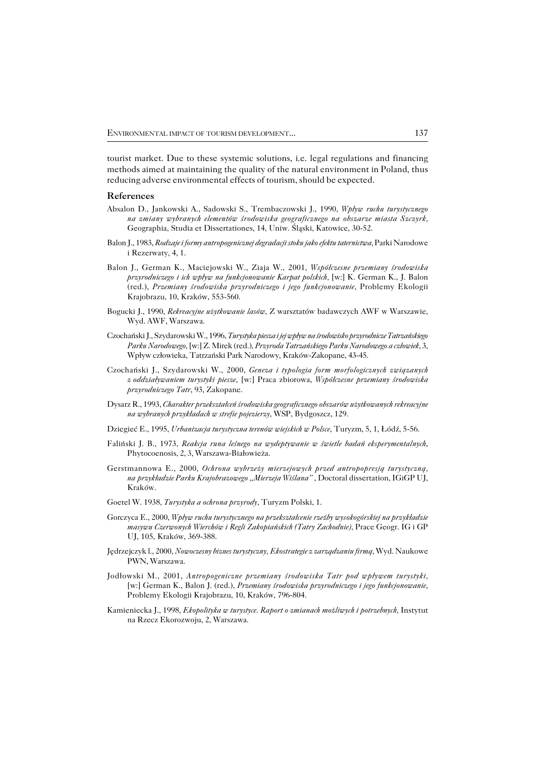tourist market. Due to these systemic solutions, i.e. legal regulations and financing methods aimed at maintaining the quality of the natural environment in Poland, thus reducing adverse environmental effects of tourism, should be expected.

## References

Absalon D., Jankowski A., Sadowski S., Trembaczowski J., 1990, *Wpływ ruchu turystycznego na zmiany wybranych elementów środowiska geograficznego na obszarze miasta Szczyrk*, Geographia, Studia et Dissertationes, 14, Uniw. Śląski, Katowice, 30-52.

Balon J., 1983, *Rodzaje i formy antropogenicznej degradacji stoku jako efektu taternictwa*, Parki Narodowe i Rezerwaty, 4, 1.

Balon J., German K., Maciejowski W., Ziaja W., 2001, *Współczesne przemiany środowiska przyrodniczego i ich wpływ na funkcjonowanie Karpat polskich*, [w:] K. German K., J. Balon (red.), *Przemiany środowiska przyrodniczego i jego funkcjonowanie*, Problemy Ekologii Krajobrazu, 10, Kraków, 553-560.

Bogucki J., 1990, *Rekreacyjne użytkowanie lasów*, Z warsztatów badawczych AWF w Warszawie, Wyd. AWF, Warszawa.

Czochański J., Szydarowski W., 1996, *Turystyka piesza i jej wpływ na środowisko przyrodnicze Tatrzańskiego Parku Narodowego*, [w:] Z. Mirek (red.), *Przyroda Tatrzańskiego Parku Narodowego a człowiek*, 3, Wpływ człowieka, Tatrzański Park Narodowy, Kraków-Zakopane, 43-45.

Czochański J., Szydarowski W., 2000, *Geneza i typologia form morfologicznych związanych z oddziaływaniem turystyki piesze*, [w:] Praca zbiorowa, *Współczesne przemiany środowiska przyrodniczego Tatr*, 93, Zakopane.

Dysarz R., 1993, *Charakter przekształceń środowiska geograficznego obszarów użytkowanych rekreacyjne na wybranych przykładach w strefie pojezierzy*, WSP, Bydgoszcz, 129.

Dziegieć E., 1995, *Urbanizacja turystyczna terenów wiejskich w Polsce*, Turyzm, 5, 1, Łódź, 5-56.

Faliński J. B., 1973, *Reakcja runa leśnego na wydeptywanie w świetle badań eksperymentalnych*, Phytocoenosis, 2, 3, Warszawa-Białowieża.

Gerstmannowa E., 2000, *Ochrona wybrzeży mierzejowych przed antropopresją turystyczną, na przykładzie Parku Krajobrazowego „Mierzeja Wiślana"*, Doctoral dissertation, IGiGP UJ, Kraków.

Goetel W. 1938, *Turystyka a ochrona przyrody*, Turyzm Polski, 1.

Gorczyca E., 2000, *Wpływ ruchu turystycznego na przekształcenie rzeźby wysokogórskiej na przykładzie masywu Czerwonych Wierchów i Regli Zakopiańskich (Tatry Zachodnie)*, Prace Geogr. IG i GP UJ, 105, Kraków, 369-388.

Jędrzejczyk I., 2000, *Nowoczesny biznes turystyczny, Ekostrategie z zarządzaniu firmą*, Wyd. Naukowe PWN, Warszawa.

Jodłowski M., 2001, *Antropogeniczne przemiany środowiska Tatr pod wpływem turystyki*, [w:] German K., Balon J. (red.), *Przemiany środowiska przyrodniczego i jego funkcjonowanie*, Problemy Ekologii Krajobrazu, 10, Kraków, 796-804.

Kamieniecka J., 1998, *Ekopolityka w turystyce. Raport o zmianach możliwych i potrzebnych*, Instytut na Rzecz Ekorozwoju, 2, Warszawa.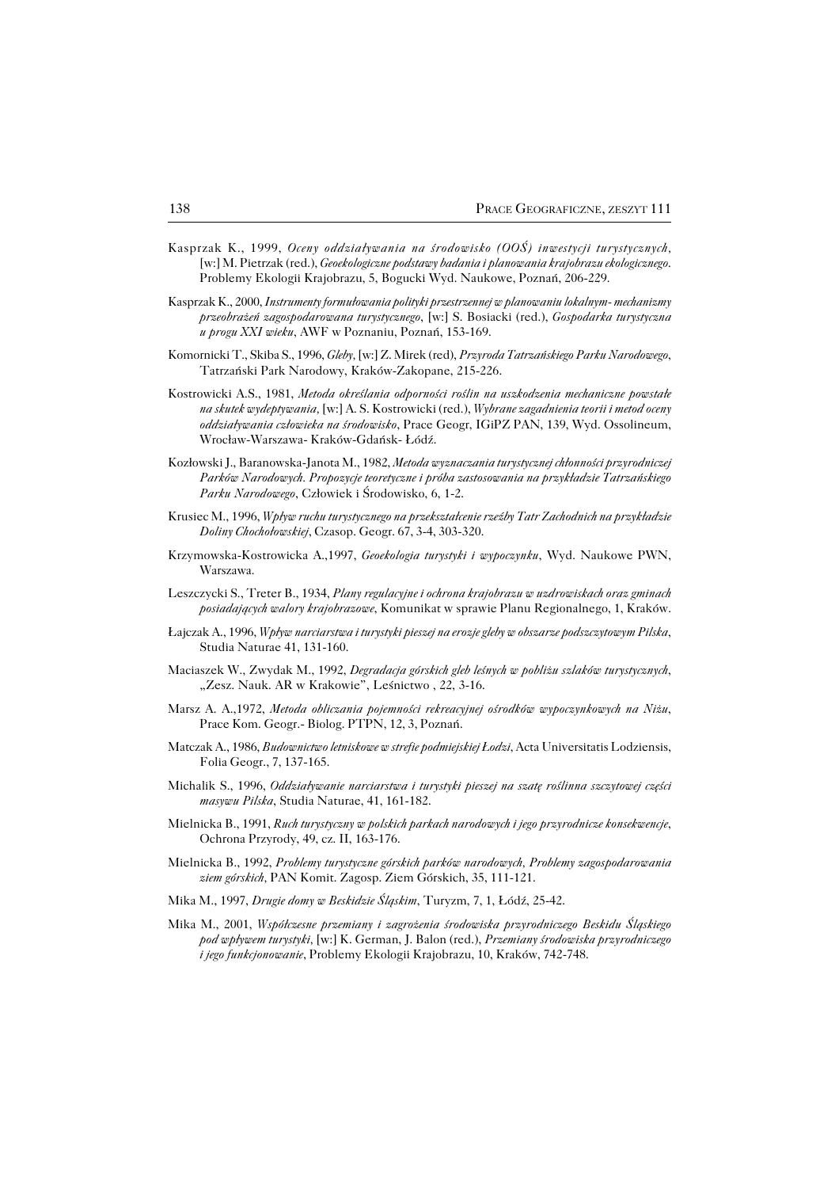Kasprzak K., 1999, *Oceny oddziaływania na środowisko (OOŚ) inwestycji turystycznych*, [w:] M. Pietrzak (red.), *Geoekologiczne podstawy badania i planowania krajobrazu ekologicznego*. Problemy Ekologii Krajobrazu, 5, Bogucki Wyd. Naukowe, Poznań, 206-229.

Kasprzak K., 2000, *Instrumenty formułowania polityki przestrzennej w planowaniu lokalnym- mechanizmy przeobrażeń zagospodarowana turystycznego*, [w:] S. Bosiacki (red.), *Gospodarka turystyczna u progu XXI wieku*, AWF w Poznaniu, Poznań, 153-169.

Komornicki T., Skiba S., 1996, *Gleby*, [w:] Z. Mirek (red), *Przyroda Tatrzańskiego Parku Narodowego*, Tatrzański Park Narodowy, Kraków-Zakopane, 215-226.

Kostrowicki A.S., 1981, *Metoda określania odporności roślin na uszkodzenia mechaniczne powstałe na skutek wydeptywania*, [w:] A. S. Kostrowicki (red.), *Wybrane zagadnienia teorii i metod oceny oddziaływania człowieka na środowisko*, Prace Geogr, IGiPZ PAN, 139, Wyd. Ossolineum, Wrocław-Warszawa- Kraków-Gdańsk- Łódź.

Kozłowski J., Baranowska-Janota M., 1982, *Metoda wyznaczania turystycznej chłonności przyrodniczej Parków Narodowych. Propozycje teoretyczne i próba zastosowania na przykładzie Tatrzańskiego Parku Narodowego*, Człowiek i Środowisko, 6, 1-2.

Krusiec M., 1996, *Wpływ ruchu turystycznego na przekształcenie rzeźby Tatr Zachodnich na przykładzie Doliny Chochołowskiej*, Czasop. Geogr. 67, 3-4, 303-320.

Krzymowska-Kostrowicka A.,1997, *Geoekologia turystyki i wypoczynku*, Wyd. Naukowe PWN, Warszawa.

Leszczycki S., Treter B., 1934, *Plany regulacyjne i ochrona krajobrazu w uzdrowiskach oraz gminach posiadających walory krajobrazowe*, Komunikat w sprawie Planu Regionalnego, 1, Kraków.

Łajczak A., 1996, *Wpływ narciarstwa i turystyki pieszej na erozje gleby w obszarze podszczytowym Pilska*, Studia Naturae 41, 131-160.

Maciaszek W., Zwydak M., 1992, *Degradacja górskich gleb leśnych w pobliżu szlaków turystycznych*, „Zesz. Nauk. AR w Krakowie", Leśnictwo , 22, 3-16.

Marsz A. A.,1972, *Metoda obliczania pojemności rekreacyjnej ośrodków wypoczynkowych na Niżu*, Prace Kom. Geogr.- Biolog. PTPN, 12, 3, Poznań.

Matczak A., 1986, *Budownictwo letniskowe w strefie podmiejskiej Łodzi*, Acta Universitatis Lodziensis, Folia Geogr., 7, 137-165.

Michalik S., 1996, *Oddziaływanie narciarstwa i turystyki pieszej na szatę roślinna szczytowej części masywu Pilska*, Studia Naturae, 41, 161-182.

Mielnicka B., 1991, *Ruch turystyczny w polskich parkach narodowych i jego przyrodnicze konsekwencje*, Ochrona Przyrody, 49, cz. II, 163-176.

Mielnicka B., 1992, *Problemy turystyczne górskich parków narodowych, Problemy zagospodarowania ziem górskich*, PAN Komit. Zagosp. Ziem Górskich, 35, 111-121.

Mika M., 1997, *Drugie domy w Beskidzie Śląskim*, Turyzm, 7, 1, Łódź, 25-42.

Mika M., 2001, *Współczesne przemiany i zagrożenia środowiska przyrodniczego Beskidu Śląskiego pod wpływem turystyki*, [w:] K. German, J. Balon (red.), *Przemiany środowiska przyrodniczego i jego funkcjonowanie*, Problemy Ekologii Krajobrazu, 10, Kraków, 742-748.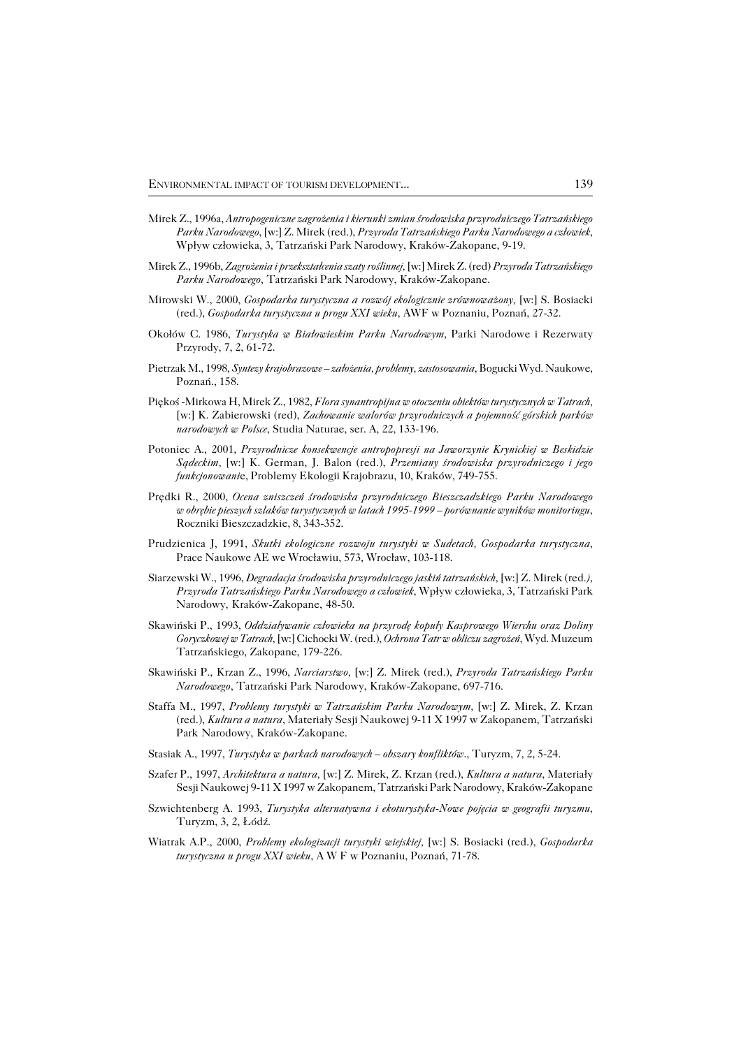Mirek Z., 1996a, *Antropogeniczne zagrożenia i kierunki zmian środowiska przyrodniczego Tatrzańskiego Parku Narodowego*, [w:] Z. Mirek (red.), *Przyroda Tatrzańskiego Parku Narodowego a człowiek*, Wpływ człowieka, 3, Tatrzański Park Narodowy, Kraków-Zakopane, 9-19.

Mirek Z., 1996b, *Zagrożenia i przekształcenia szaty roślinnej*, [w:] Mirek Z. (red) *Przyroda Tatrzańskiego Parku Narodowego*, Tatrzański Park Narodowy, Kraków-Zakopane.

Mirowski W., 2000, *Gospodarka turystyczna a rozwój ekologicznie zrównoważony*, [w:] S. Bosiacki (red.), *Gospodarka turystyczna u progu XXI wieku*, AWF w Poznaniu, Poznań, 27-32.

Okołów C. 1986, *Turystyka w Białowieskim Parku Narodowym*, Parki Narodowe i Rezerwaty Przyrody, 7, 2, 61-72.

Pietrzak M., 1998, *Syntezy krajobrazowe – założenia, problemy, zastosowania*, Bogucki Wyd. Naukowe, Poznań., 158.

Piękoś -Mirkowa H, Mirek Z., 1982, *Flora synantropijna w otoczeniu obiektów turystycznych w Tatrach*, [w:] K. Zabierowski (red), *Zachowanie walorów przyrodniczych a pojemność górskich parków narodowych w Polsce*, Studia Naturae, ser. A, 22, 133-196.

Potoniec A., 2001, *Przyrodnicze konsekwencje antropopresji na Jaworzynie Krynickiej w Beskidzie Sądeckim*, [w:] K. German, J. Balon (red.), *Przemiany środowiska przyrodniczego i jego funkcjonowanie*, Problemy Ekologii Krajobrazu, 10, Kraków, 749-755.

Prędki R., 2000, *Ocena zniszczeń środowiska przyrodniczego Bieszczadzkiego Parku Narodowego w obrębie pieszych szlaków turystycznych w latach 1995-1999 – porównanie wyników monitoringu*, Roczniki Bieszczadzkie, 8, 343-352.

Prudzienica J, 1991, *Skutki ekologiczne rozwoju turystyki w Sudetach*, *Gospodarka turystyczna*, Prace Naukowe AE we Wrocławiu, 573, Wrocław, 103-118.

Siarzewski W., 1996, *Degradacja środowiska przyrodniczego jaskiń tatrzańskich*, [w:] Z. Mirek (red.), *Przyroda Tatrzańskiego Parku Narodowego a człowiek*, Wpływ człowieka, 3, Tatrzański Park Narodowy, Kraków-Zakopane, 48-50.

Skawiński P., 1993, *Oddziaływanie człowieka na przyrodę kopuły Kasprowego Wierchu oraz Doliny Goryczkowej w Tatrach*, [w:] Cichocki W. (red.), *Ochrona Tatr w obliczu zagrożeń*, Wyd. Muzeum Tatrzańskiego, Zakopane, 179-226.

Skawiński P., Krzan Z., 1996, *Narciarstwo*, [w:] Z. Mirek (red.), *Przyroda Tatrzańskiego Parku Narodowego*, Tatrzański Park Narodowy, Kraków-Zakopane, 697-716.

Staffa M., 1997, *Problemy turystyki w Tatrzańskim Parku Narodowym*, [w:] Z. Mirek, Z. Krzan (red.), *Kultura a natura*, Materiały Sesji Naukowej 9-11 X 1997 w Zakopanem, Tatrzański Park Narodowy, Kraków-Zakopane.

Stasiak A., 1997, *Turystyka w parkach narodowych – obszary konfliktów*., Turyzm, 7, 2, 5-24.

Szafer P., 1997, *Architektura a natura*, [w:] Z. Mirek, Z. Krzan (red.), *Kultura a natura*, Materiały Sesji Naukowej 9-11 X 1997 w Zakopanem, Tatrzański Park Narodowy, Kraków-Zakopane

Szwichtenberg A. 1993, *Turystyka alternatywna i ekoturystyka-Nowe pojęcia w geografii turyzmu*, Turyzm, 3, 2, Łódź.

Wiatrak A.P., 2000, *Problemy ekologizacji turystyki wiejskiej*, [w:] S. Bosiacki (red.), *Gospodarka turystyczna u progu XXI wieku*, A W F w Poznaniu, Poznań, 71-78.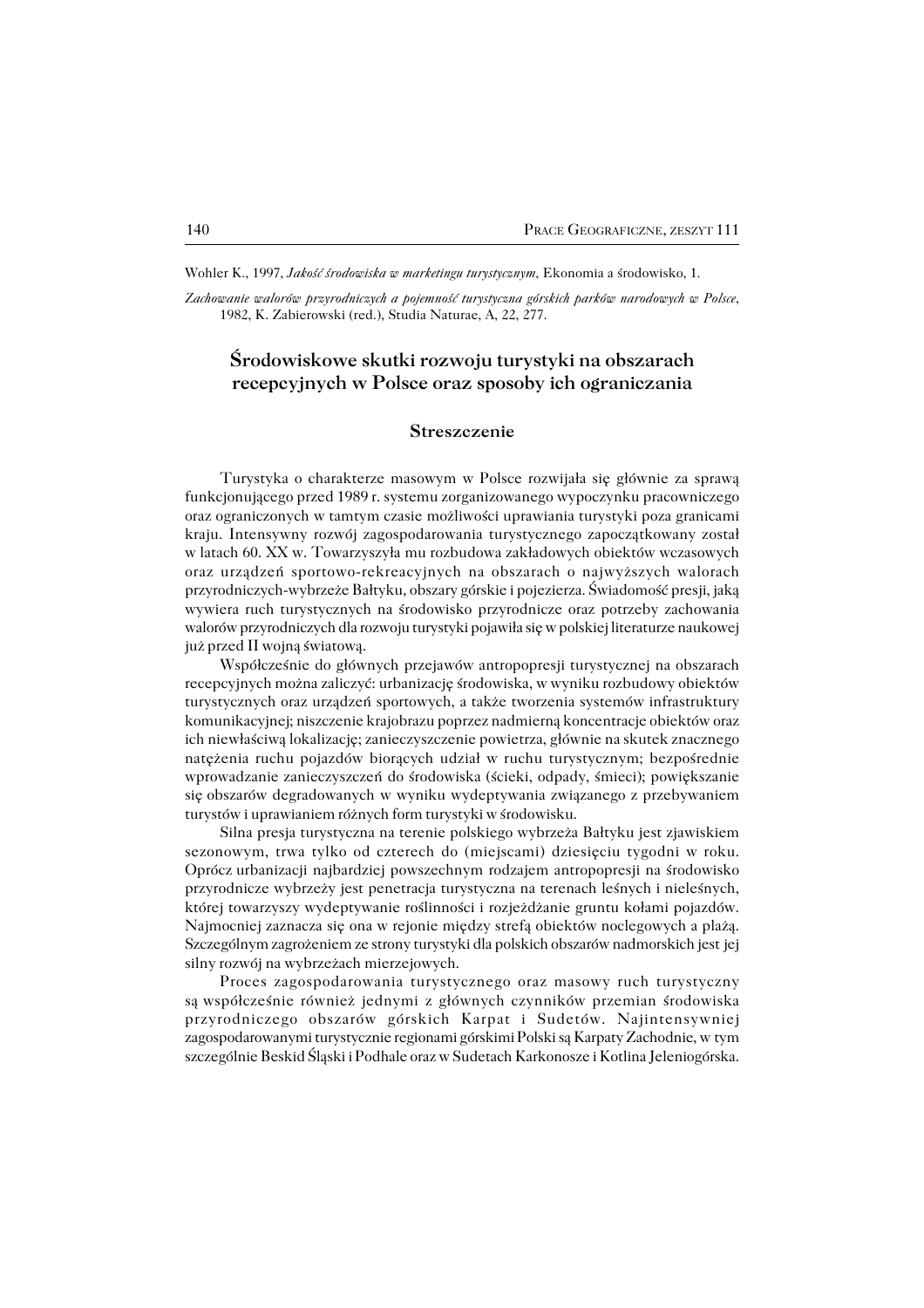Wohler K., 1997, *Jakość środowiska w marketingu turystycznym*, Ekonomia a środowisko, 1.

*Zachowanie walorów przyrodniczych a pojemność turystyczna górskich parków narodowych w Polsce*, 1982, K. Zabierowski (red.), Studia Naturae, A, *22*, 277.

## Środowiskowe skutki rozwoju turystyki na obszarach recepcyjnych w Polsce oraz sposoby ich ograniczania

### Streszczenie

Turystyka o charakterze masowym w Polsce rozwijała się głównie za sprawą funkcjonującego przed 1989 r. systemu zorganizowanego wypoczynku pracowniczego oraz ograniczonych w tamtym czasie możliwości uprawiania turystyki poza granicami kraju. Intensywny rozwój zagospodarowania turystycznego zapoczątkowany został w latach 60. XX w. Towarzyszyła mu rozbudowa zakładowych obiektów wczasowych oraz urządzeń sportowo-rekreacyjnych na obszarach o najwyższych walorach przyrodniczych-wybrzeże Bałtyku, obszary górskie i pojezierza. Świadomość presji, jaką wywiera ruch turystycznych na środowisko przyrodnicze oraz potrzeby zachowania walorów przyrodniczych dla rozwoju turystyki pojawiła się w polskiej literaturze naukowej już przed II wojną światową.

Współcześnie do głównych przejawów antropopresji turystycznej na obszarach recepcyjnych można zaliczyć: urbanizację środowiska, w wyniku rozbudowy obiektów turystycznych oraz urządzeń sportowych, a także tworzenia systemów infrastruktury komunikacyjnej; niszczenie krajobrazu poprzez nadmierną koncentracje obiektów oraz ich niewłaściwą lokalizację; zanieczyszczenie powietrza, głównie na skutek znacznego natężenia ruchu pojazdów biorących udział w ruchu turystycznym; bezpośrednie wprowadzanie zanieczyszczeń do środowiska (ścieki, odpady, śmieci); powiększanie się obszarów degradowanych w wyniku wydeptywania związanego z przebywaniem turystów i uprawianiem różnych form turystyki w środowisku.

Silna presja turystyczna na terenie polskiego wybrzeża Bałtyku jest zjawiskiem sezonowym, trwa tylko od czterech do (miejscami) dziesięciu tygodni w roku. Oprócz urbanizacji najbardziej powszechnym rodzajem antropopresji na środowisko przyrodnicze wybrzeży jest penetracja turystyczna na terenach leśnych i nieleśnych, której towarzyszy wydeptywanie roślinności i rozjeżdżanie gruntu kołami pojazdów. Najmocniej zaznacza się ona w rejonie między strefą obiektów noclegowych a plażą. Szczególnym zagrożeniem ze strony turystyki dla polskich obszarów nadmorskich jest jej silny rozwój na wybrzeżach mierzejowych.

Proces zagospodarowania turystycznego oraz masowy ruch turystyczny są współcześnie również jednymi z głównych czynników przemian środowiska przyrodniczego obszarów górskich Karpat i Sudetów. Najintensywniej zagospodarowanymi turystycznie regionami górskimi Polski są Karpaty Zachodnie, w tym szczególnie Beskid Śląski i Podhale oraz w Sudetach Karkonosze i Kotlina Jeleniogórska.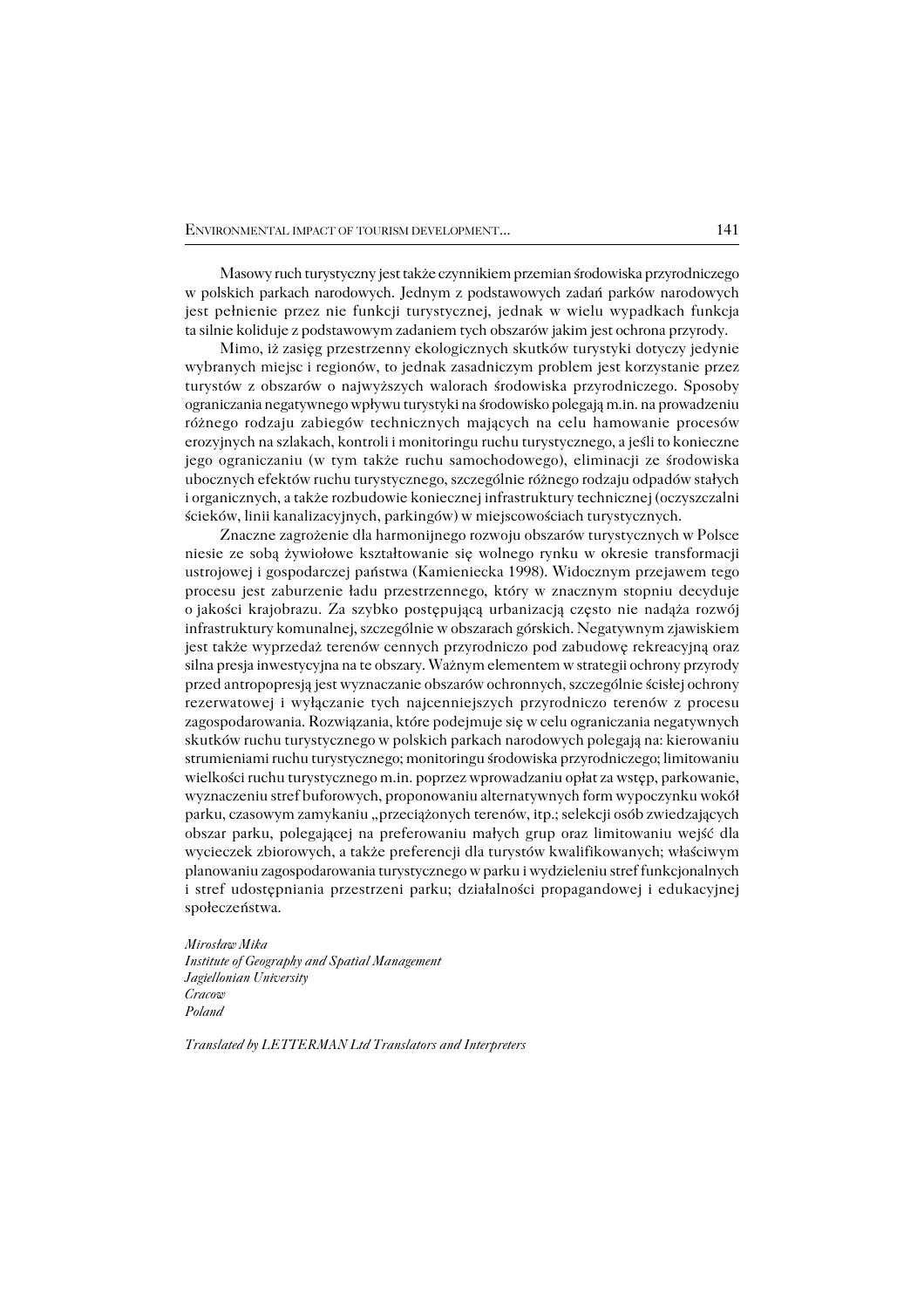Masowy ruch turystyczny jest także czynnikiem przemian środowiska przyrodniczego w polskich parkach narodowych. Jednym z podstawowych zadań parków narodowych jest pełnienie przez nie funkcji turystycznej, jednak w wielu wypadkach funkcja ta silnie koliduje z podstawowym zadaniem tych obszarów jakim jest ochrona przyrody.

Mimo, iż zasięg przestrzenny ekologicznych skutków turystyki dotyczy jedynie wybranych miejsc i regionów, to jednak zasadniczym problem jest korzystanie przez turystów z obszarów o najwyższych walorach środowiska przyrodniczego. Sposoby ograniczania negatywnego wpływu turystyki na środowisko polegają m.in. na prowadzeniu różnego rodzaju zabiegów technicznych mających na celu hamowanie procesów erozyjnych na szlakach, kontroli i monitoringu ruchu turystycznego, a jeśli to konieczne jego ograniczaniu (w tym także ruchu samochodowego), eliminacji ze środowiska ubocznych efektów ruchu turystycznego, szczególnie różnego rodzaju odpadów stałych i organicznych, a także rozbudowie koniecznej infrastruktury technicznej (oczyszczalni ścieków, linii kanalizacyjnych, parkingów) w miejscowościach turystycznych.

Znaczne zagrożenie dla harmonijnego rozwoju obszarów turystycznych w Polsce niesie ze sobą żywiołowe kształtowanie się wolnego rynku w okresie transformacji ustrojowej i gospodarczej państwa (Kamieniecka 1998). Widocznym przejawem tego procesu jest zaburzenie ładu przestrzennego, który w znacznym stopniu decyduje o jakości krajobrazu. Za szybko postępującą urbanizacją często nie nadąża rozwój infrastruktury komunalnej, szczególnie w obszarach górskich. Negatywnym zjawiskiem jest także wyprzedaż terenów cennych przyrodniczo pod zabudowę rekreacyjną oraz silna presja inwestycyjna na te obszary. Ważnym elementem w strategii ochrony przyrody przed antropopresją jest wyznaczanie obszarów ochronnych, szczególnie ścisłej ochrony rezerwatowej i wyłączanie tych najcenniejszych przyrodniczo terenów z procesu zagospodarowania. Rozwiązania, które podejmuje się w celu ograniczania negatywnych skutków ruchu turystycznego w polskich parkach narodowych polegają na: kierowaniu strumieniami ruchu turystycznego; monitoringu środowiska przyrodniczego; limitowaniu wielkości ruchu turystycznego m.in. poprzez wprowadzaniu opłat za wstęp, parkowanie, wyznaczeniu stref buforowych, proponowaniu alternatywnych form wypoczynku wokół parku, czasowym zamykaniu „przeciążonych terenów, itp.; selekcji osób zwiedzających obszar parku, polegającej na preferowaniu małych grup oraz limitowaniu wejść dla wycieczek zbiorowych, a także preferencji dla turystów kwalifikowanych; właściwym planowaniu zagospodarowania turystycznego w parku i wydzieleniu stref funkcjonalnych i stref udostępniania przestrzeni parku; działalności propagandowej i edukacyjnej społeczeństwa.

*Mirosław Mika*
*Institute of Geography and Spatial Management*
*Jagiellonian University*
*Cracow*
*Poland*

*Translated by LETTERMAN Ltd Translators and Interpreters*